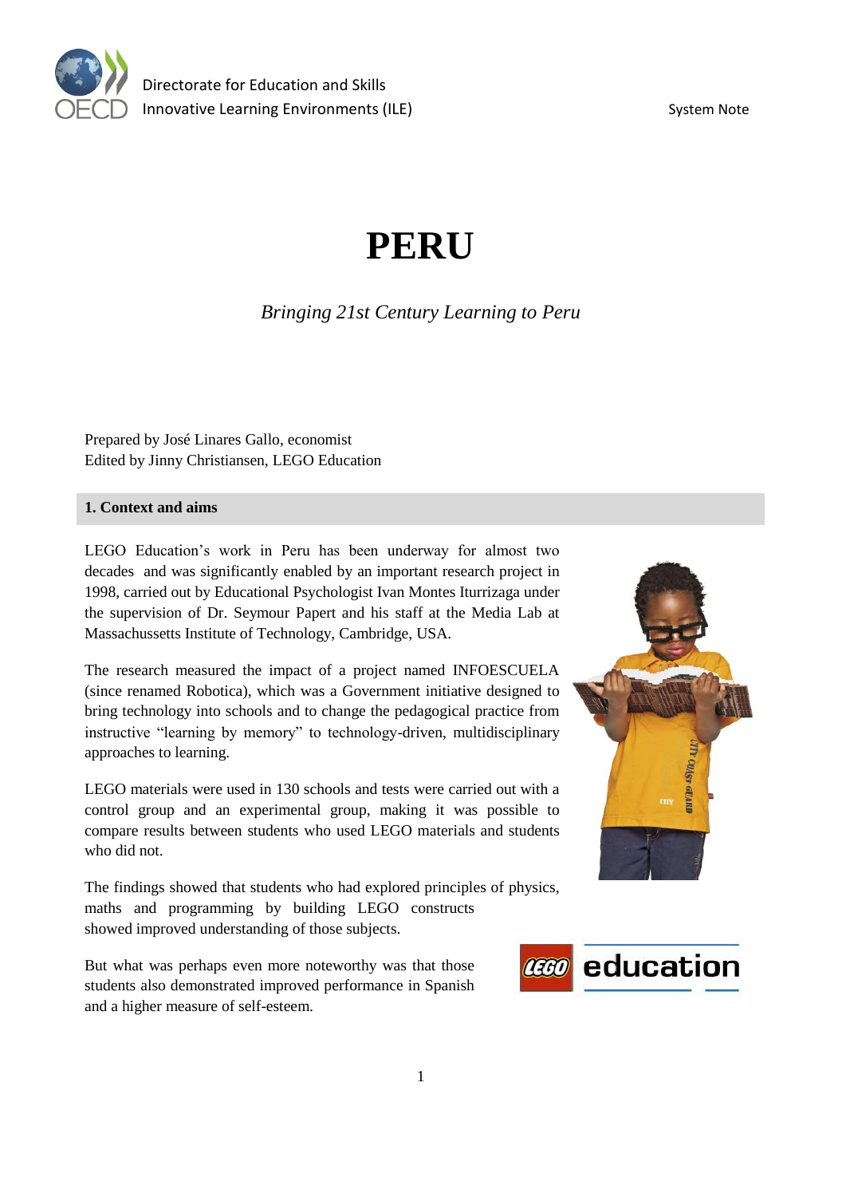Directorate for Education and Skills
Innovative Learning Environments (ILE)

System Note

# PERU

*Bringing 21st Century Learning to Peru*

Prepared by José Linares Gallo, economist
Edited by Jinny Christiansen, LEGO Education

## 1. Context and aims

LEGO Education's work in Peru has been underway for almost two decades and was significantly enabled by an important research project in 1998, carried out by Educational Psychologist Ivan Montes Iturrizaga under the supervision of Dr. Seymour Papert and his staff at the Media Lab at Massachussetts Institute of Technology, Cambridge, USA.

The research measured the impact of a project named INFOESCUELA (since renamed Robotica), which was a Government initiative designed to bring technology into schools and to change the pedagogical practice from instructive "learning by memory" to technology-driven, multidisciplinary approaches to learning.

LEGO materials were used in 130 schools and tests were carried out with a control group and an experimental group, making it was possible to compare results between students who used LEGO materials and students who did not.

The findings showed that students who had explored principles of physics, maths and programming by building LEGO constructs showed improved understanding of those subjects.

But what was perhaps even more noteworthy was that those students also demonstrated improved performance in Spanish and a higher measure of self-esteem.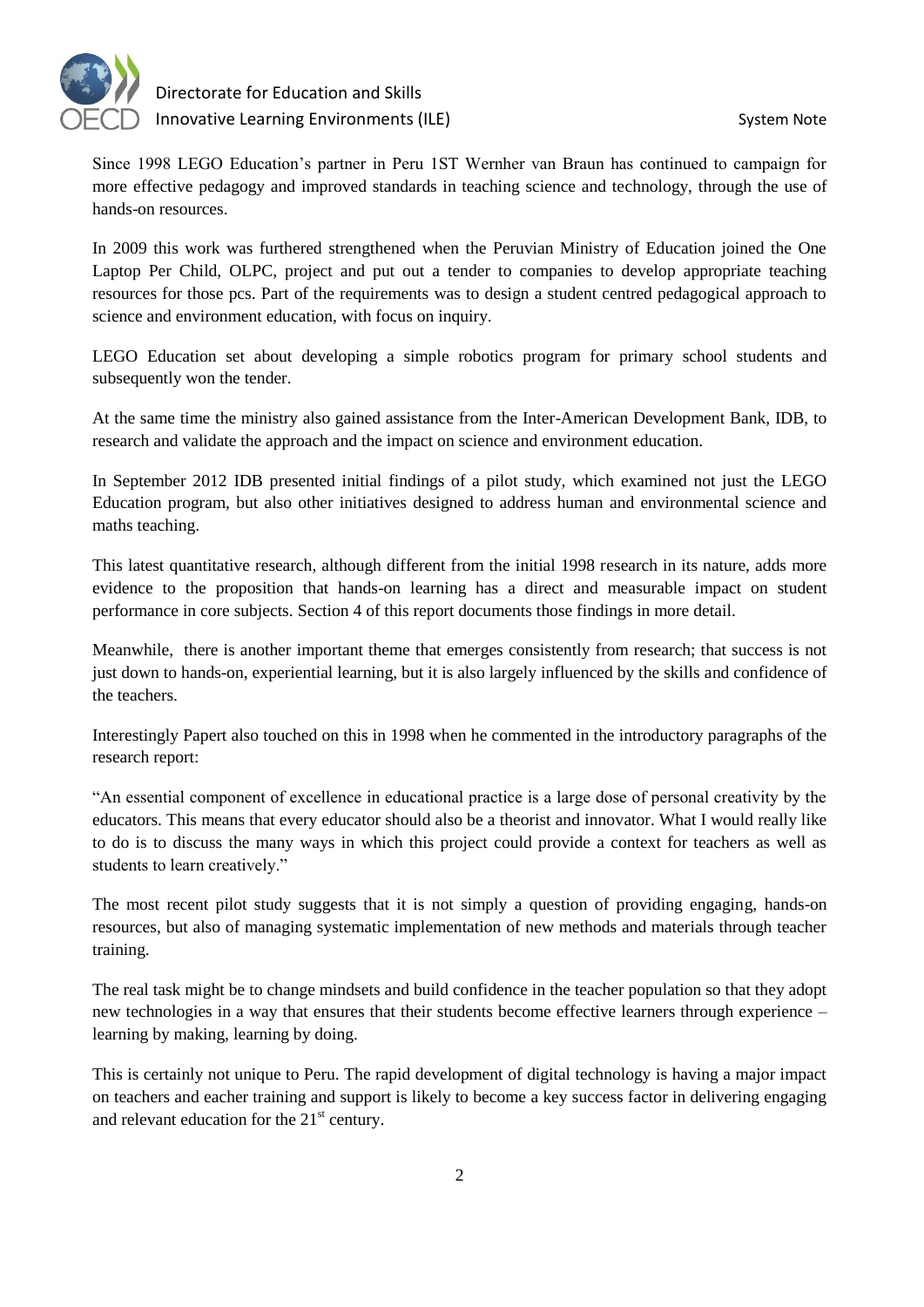Since 1998 LEGO Education's partner in Peru 1ST Wernher van Braun has continued to campaign for more effective pedagogy and improved standards in teaching science and technology, through the use of hands-on resources.

In 2009 this work was furthered strengthened when the Peruvian Ministry of Education joined the One Laptop Per Child, OLPC, project and put out a tender to companies to develop appropriate teaching resources for those pcs. Part of the requirements was to design a student centred pedagogical approach to science and environment education, with focus on inquiry.

LEGO Education set about developing a simple robotics program for primary school students and subsequently won the tender.

At the same time the ministry also gained assistance from the Inter-American Development Bank, IDB, to research and validate the approach and the impact on science and environment education.

In September 2012 IDB presented initial findings of a pilot study, which examined not just the LEGO Education program, but also other initiatives designed to address human and environmental science and maths teaching.

This latest quantitative research, although different from the initial 1998 research in its nature, adds more evidence to the proposition that hands-on learning has a direct and measurable impact on student performance in core subjects. Section 4 of this report documents those findings in more detail.

Meanwhile, there is another important theme that emerges consistently from research; that success is not just down to hands-on, experiential learning, but it is also largely influenced by the skills and confidence of the teachers.

Interestingly Papert also touched on this in 1998 when he commented in the introductory paragraphs of the research report:

"An essential component of excellence in educational practice is a large dose of personal creativity by the educators. This means that every educator should also be a theorist and innovator. What I would really like to do is to discuss the many ways in which this project could provide a context for teachers as well as students to learn creatively."

The most recent pilot study suggests that it is not simply a question of providing engaging, hands-on resources, but also of managing systematic implementation of new methods and materials through teacher training.

The real task might be to change mindsets and build confidence in the teacher population so that they adopt new technologies in a way that ensures that their students become effective learners through experience – learning by making, learning by doing.

This is certainly not unique to Peru. The rapid development of digital technology is having a major impact on teachers and eacher training and support is likely to become a key success factor in delivering engaging and relevant education for the 21st century.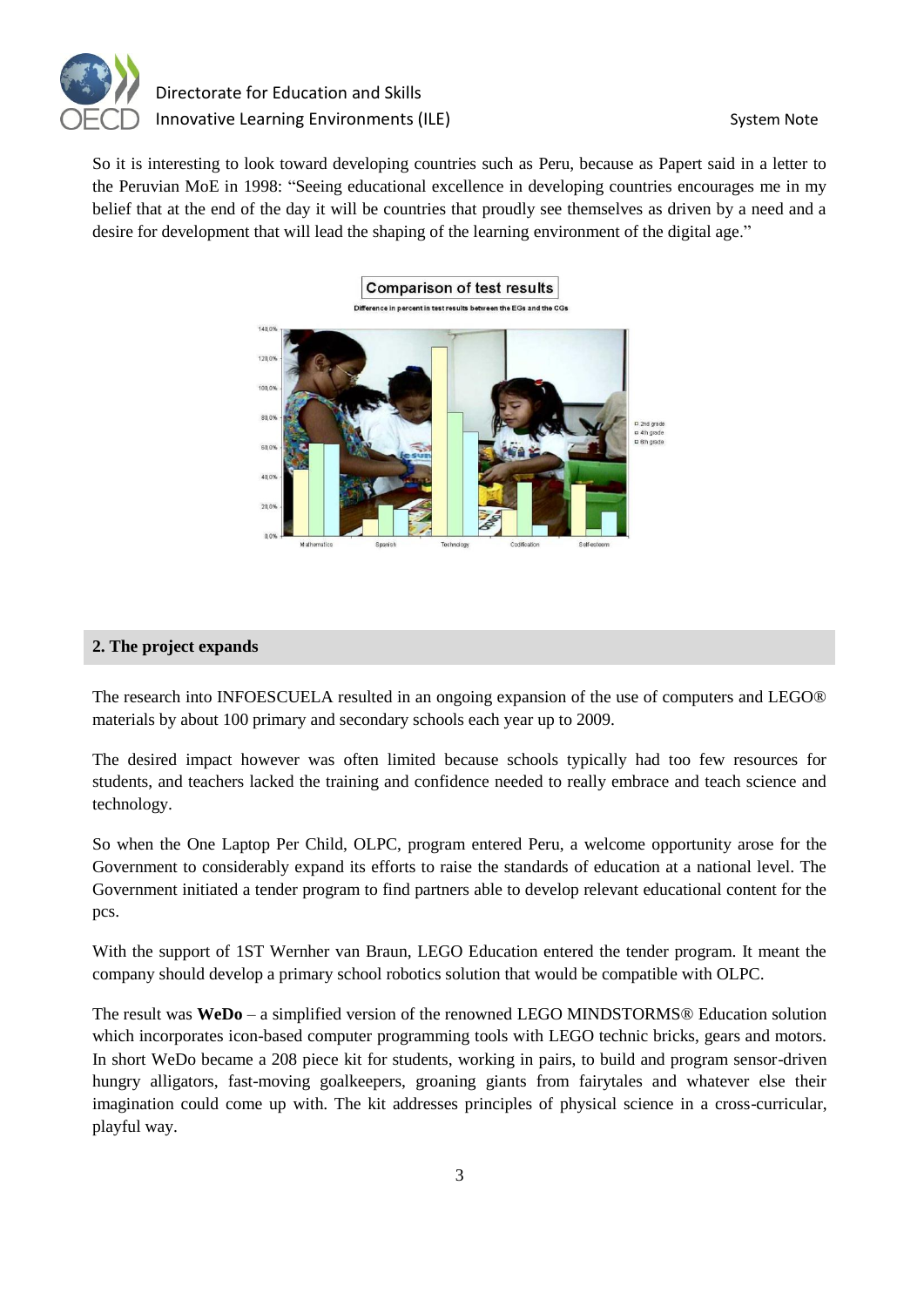So it is interesting to look toward developing countries such as Peru, because as Papert said in a letter to the Peruvian MoE in 1998: "Seeing educational excellence in developing countries encourages me in my belief that at the end of the day it will be countries that proudly see themselves as driven by a need and a desire for development that will lead the shaping of the learning environment of the digital age."

**Comparison of test results**

Difference in percent in test results between the EGs and the CGs

## 2. The project expands

The research into INFOESCUELA resulted in an ongoing expansion of the use of computers and LEGO® materials by about 100 primary and secondary schools each year up to 2009.

The desired impact however was often limited because schools typically had too few resources for students, and teachers lacked the training and confidence needed to really embrace and teach science and technology.

So when the One Laptop Per Child, OLPC, program entered Peru, a welcome opportunity arose for the Government to considerably expand its efforts to raise the standards of education at a national level. The Government initiated a tender program to find partners able to develop relevant educational content for the pcs.

With the support of 1ST Wernher van Braun, LEGO Education entered the tender program. It meant the company should develop a primary school robotics solution that would be compatible with OLPC.

The result was **WeDo** – a simplified version of the renowned LEGO MINDSTORMS® Education solution which incorporates icon-based computer programming tools with LEGO technic bricks, gears and motors. In short WeDo became a 208 piece kit for students, working in pairs, to build and program sensor-driven hungry alligators, fast-moving goalkeepers, groaning giants from fairytales and whatever else their imagination could come up with. The kit addresses principles of physical science in a cross-curricular, playful way.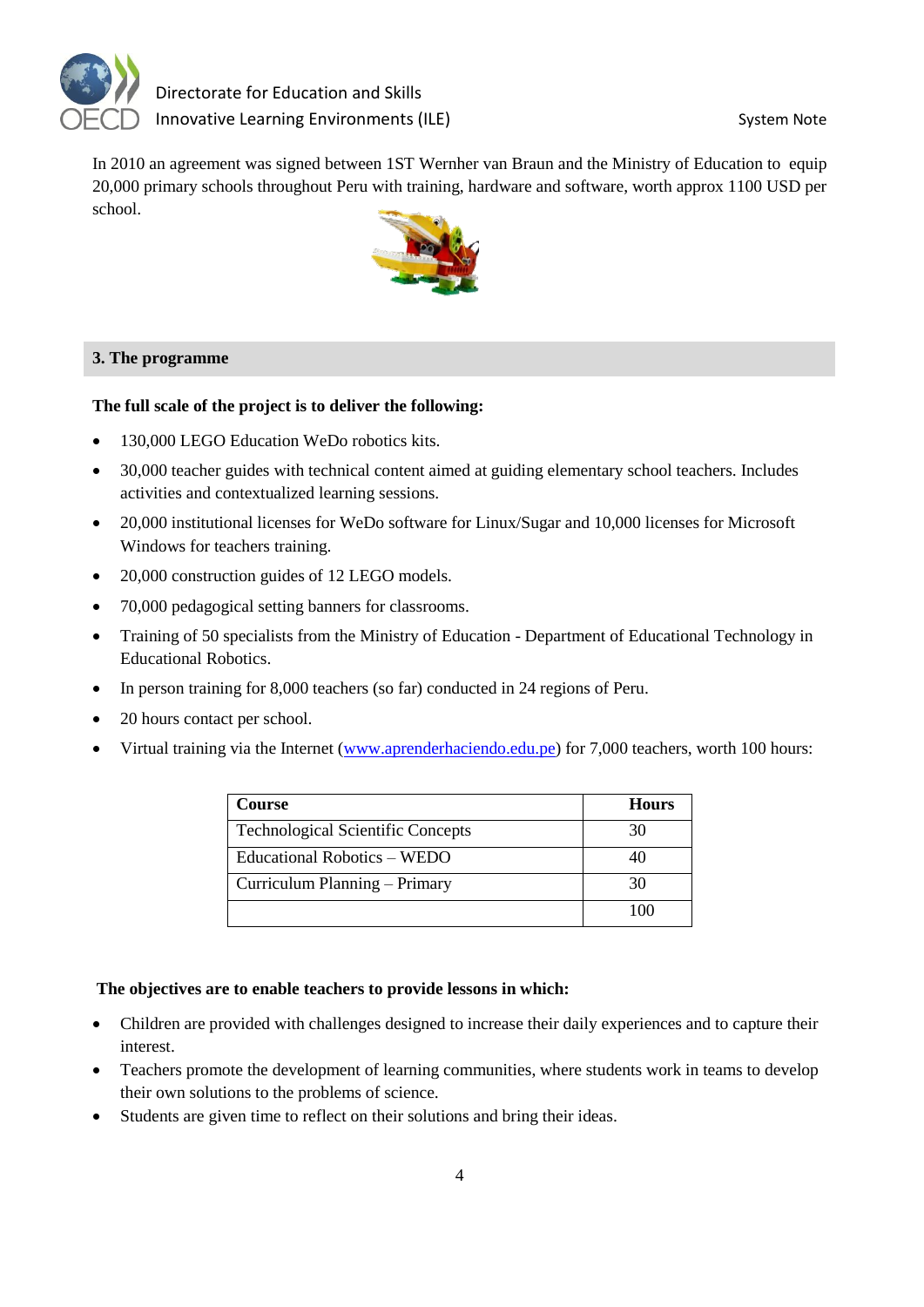In 2010 an agreement was signed between 1ST Wernher van Braun and the Ministry of Education to equip 20,000 primary schools throughout Peru with training, hardware and software, worth approx 1100 USD per school.

## 3. The programme

**The full scale of the project is to deliver the following:**

- 130,000 LEGO Education WeDo robotics kits.
- 30,000 teacher guides with technical content aimed at guiding elementary school teachers. Includes activities and contextualized learning sessions.
- 20,000 institutional licenses for WeDo software for Linux/Sugar and 10,000 licenses for Microsoft Windows for teachers training.
- 20,000 construction guides of 12 LEGO models.
- 70,000 pedagogical setting banners for classrooms.
- Training of 50 specialists from the Ministry of Education - Department of Educational Technology in Educational Robotics.
- In person training for 8,000 teachers (so far) conducted in 24 regions of Peru.
- 20 hours contact per school.
- Virtual training via the Internet (www.aprenderhaciendo.edu.pe) for 7,000 teachers, worth 100 hours:

| Course | Hours |
| --- | --- |
| Technological Scientific Concepts | 30 |
| Educational Robotics – WEDO | 40 |
| Curriculum Planning – Primary | 30 |
| | 100 |

**The objectives are to enable teachers to provide lessons in which:**

- Children are provided with challenges designed to increase their daily experiences and to capture their interest.
- Teachers promote the development of learning communities, where students work in teams to develop their own solutions to the problems of science.
- Students are given time to reflect on their solutions and bring their ideas.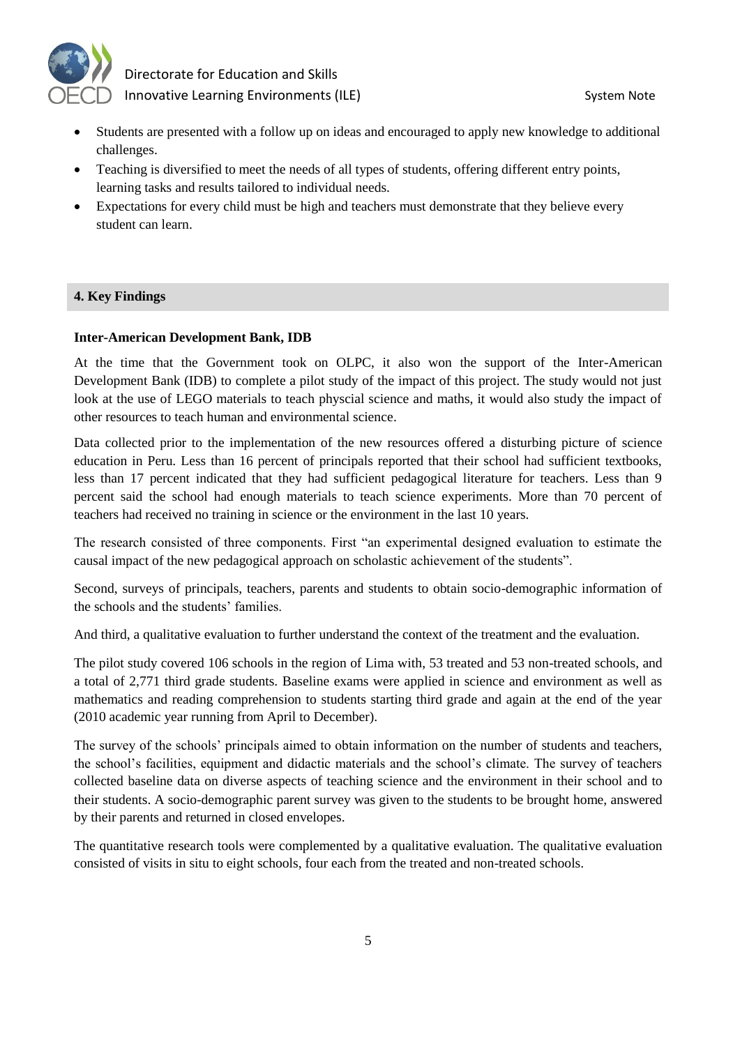- Students are presented with a follow up on ideas and encouraged to apply new knowledge to additional challenges.
- Teaching is diversified to meet the needs of all types of students, offering different entry points, learning tasks and results tailored to individual needs.
- Expectations for every child must be high and teachers must demonstrate that they believe every student can learn.

## 4. Key Findings

**Inter-American Development Bank, IDB**

At the time that the Government took on OLPC, it also won the support of the Inter-American Development Bank (IDB) to complete a pilot study of the impact of this project. The study would not just look at the use of LEGO materials to teach physcial science and maths, it would also study the impact of other resources to teach human and environmental science.

Data collected prior to the implementation of the new resources offered a disturbing picture of science education in Peru. Less than 16 percent of principals reported that their school had sufficient textbooks, less than 17 percent indicated that they had sufficient pedagogical literature for teachers. Less than 9 percent said the school had enough materials to teach science experiments. More than 70 percent of teachers had received no training in science or the environment in the last 10 years.

The research consisted of three components. First "an experimental designed evaluation to estimate the causal impact of the new pedagogical approach on scholastic achievement of the students".

Second, surveys of principals, teachers, parents and students to obtain socio-demographic information of the schools and the students' families.

And third, a qualitative evaluation to further understand the context of the treatment and the evaluation.

The pilot study covered 106 schools in the region of Lima with, 53 treated and 53 non-treated schools, and a total of 2,771 third grade students. Baseline exams were applied in science and environment as well as mathematics and reading comprehension to students starting third grade and again at the end of the year (2010 academic year running from April to December).

The survey of the schools' principals aimed to obtain information on the number of students and teachers, the school's facilities, equipment and didactic materials and the school's climate. The survey of teachers collected baseline data on diverse aspects of teaching science and the environment in their school and to their students. A socio-demographic parent survey was given to the students to be brought home, answered by their parents and returned in closed envelopes.

The quantitative research tools were complemented by a qualitative evaluation. The qualitative evaluation consisted of visits in situ to eight schools, four each from the treated and non-treated schools.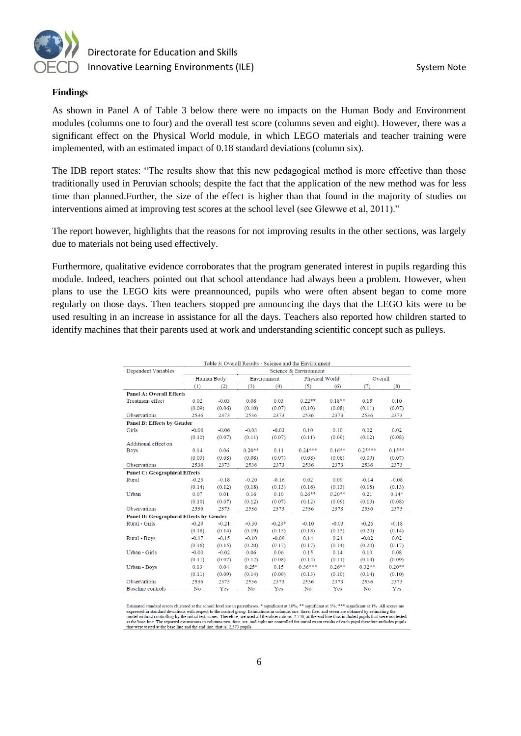**Findings**

As shown in Panel A of Table 3 below there were no impacts on the Human Body and Environment modules (columns one to four) and the overall test score (columns seven and eight). However, there was a significant effect on the Physical World module, in which LEGO materials and teacher training were implemented, with an estimated impact of 0.18 standard deviations (column six).

The IDB report states: "The results show that this new pedagogical method is more effective than those traditionally used in Peruvian schools; despite the fact that the application of the new method was for less time than planned.Further, the size of the effect is higher than that found in the majority of studies on interventions aimed at improving test scores at the school level (see Glewwe et al, 2011)."

The report however, highlights that the reasons for not improving results in the other sections, was largely due to materials not being used effectively.

Furthermore, qualitative evidence corroborates that the program generated interest in pupils regarding this module. Indeed, teachers pointed out that school attendance had always been a problem. However, when plans to use the LEGO kits were preannounced, pupils who were often absent began to come more regularly on those days. Then teachers stopped pre announcing the days that the LEGO kits were to be used resulting in an increase in assistance for all the days. Teachers also reported how children started to identify machines that their parents used at work and understanding scientific concept such as pulleys.

Table 3: Overall Results - Science and the Environment

| Dependent Variables: | Science & Environment | | | | | | | |
|---|---|---|---|---|---|---|---|---|
| | Human Body | | Environment | | Physical World | | Overall | |
| | (1) | (2) | (3) | (4) | (5) | (6) | (7) | (8) |
| **Panel A: Overall Effects** | | | | | | | | |
| Treatment effect | 0.02 | -0.03 | 0.08 | 0.03 | 0.22** | 0.18** | 0.15 | 0.10 |
| | (0.09) | (0.06) | (0.10) | (0.07) | (0.10) | (0.08) | (0.11) | (0.07) |
| Observations | 2536 | 2373 | 2536 | 2373 | 2536 | 2373 | 2536 | 2373 |
| **Panel B: Effects by Gender** | | | | | | | | |
| Girls | -0.06 | -0.06 | -0.03 | -0.03 | 0.10 | 0.10 | 0.02 | 0.02 |
| | (0.10) | (0.07) | (0.11) | (0.07) | (0.11) | (0.09) | (0.12) | (0.08) |
| Additional effect on Boys | 0.14 | 0.06 | 0.20** | 0.11 | 0.24*** | 0.16** | 0.25*** | 0.15** |
| | (0.09) | (0.08) | (0.08) | (0.07) | (0.08) | (0.08) | (0.09) | (0.07) |
| Observations | 2536 | 2373 | 2536 | 2373 | 2536 | 2373 | 2536 | 2373 |
| **Panel C: Geographical Effects** | | | | | | | | |
| Rural | -0.23 | -0.18 | -0.20 | -0.16 | 0.02 | 0.09 | -0.14 | -0.08 |
| | (0.14) | (0.12) | (0.18) | (0.13) | (0.16) | (0.13) | (0.18) | (0.13) |
| Urban | 0.07 | 0.01 | 0.16 | 0.10 | 0.26** | 0.20** | 0.21 | 0.14* |
| | (0.10) | (0.07) | (0.12) | (0.07) | (0.12) | (0.09) | (0.13) | (0.08) |
| Observations | 2536 | 2373 | 2536 | 2373 | 2536 | 2373 | 2536 | 2373 |
| **Panel D: Geographical Effects by Gender** | | | | | | | | |
| Rural - Girls | -0.29 | -0.21 | -0.30 | -0.23* | -0.10 | -0.03 | -0.26 | -0.18 |
| | (0.18) | (0.14) | (0.19) | (0.13) | (0.18) | (0.15) | (0.20) | (0.14) |
| Rural - Boys | -0.17 | -0.15 | -0.10 | -0.09 | 0.14 | 0.21 | -0.02 | 0.02 |
| | (0.16) | (0.15) | (0.20) | (0.17) | (0.17) | (0.14) | (0.20) | (0.17) |
| Urban - Girls | -0.00 | -0.02 | 0.06 | 0.06 | 0.15 | 0.14 | 0.10 | 0.08 |
| | (0.11) | (0.07) | (0.12) | (0.08) | (0.14) | (0.11) | (0.14) | (0.09) |
| Urban - Boys | 0.13 | 0.04 | 0.25* | 0.15 | 0.36*** | 0.26** | 0.32** | 0.20** |
| | (0.11) | (0.09) | (0.14) | (0.09) | (0.13) | (0.10) | (0.14) | (0.10) |
| Observations | 2536 | 2373 | 2536 | 2373 | 2536 | 2373 | 2536 | 2373 |
| Baseline controls | No | Yes | No | Yes | No | Yes | No | Yes |

Estimated standard errors clustered at the school level are in parentheses. * significant at 10%; ** significant at 5%; *** significant at 1%. All scores are expressed in standard deviations with respect to the control group. Estimations in columns one, three, five, and seven are obtained by estimating the model without controlling by the initial test scores. Therefore, we used all the observations, 2,536, at the end line thus included pupils that were not tested at the base line. The reported estimations in columns two, four, six, and eight are controlled for initial exam results of each pupil therefore includes pupils that were tested at the base line and the end line, that is, 2,373 pupils.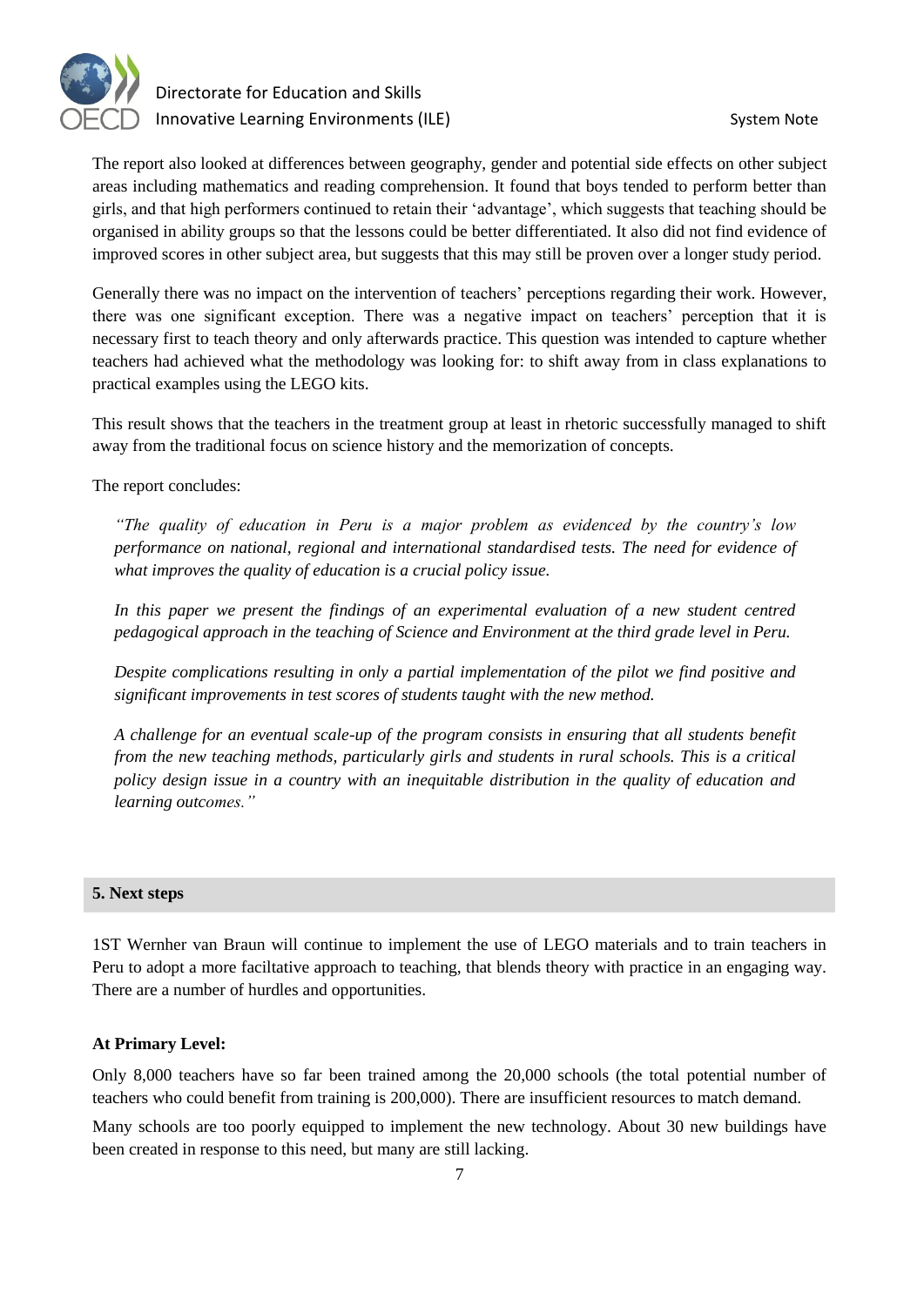The report also looked at differences between geography, gender and potential side effects on other subject areas including mathematics and reading comprehension. It found that boys tended to perform better than girls, and that high performers continued to retain their 'advantage', which suggests that teaching should be organised in ability groups so that the lessons could be better differentiated. It also did not find evidence of improved scores in other subject area, but suggests that this may still be proven over a longer study period.

Generally there was no impact on the intervention of teachers' perceptions regarding their work. However, there was one significant exception. There was a negative impact on teachers' perception that it is necessary first to teach theory and only afterwards practice. This question was intended to capture whether teachers had achieved what the methodology was looking for: to shift away from in class explanations to practical examples using the LEGO kits.

This result shows that the teachers in the treatment group at least in rhetoric successfully managed to shift away from the traditional focus on science history and the memorization of concepts.

The report concludes:

> *"The quality of education in Peru is a major problem as evidenced by the country's low performance on national, regional and international standardised tests. The need for evidence of what improves the quality of education is a crucial policy issue.*
>
> *In this paper we present the findings of an experimental evaluation of a new student centred pedagogical approach in the teaching of Science and Environment at the third grade level in Peru.*
>
> *Despite complications resulting in only a partial implementation of the pilot we find positive and significant improvements in test scores of students taught with the new method.*
>
> *A challenge for an eventual scale-up of the program consists in ensuring that all students benefit from the new teaching methods, particularly girls and students in rural schools. This is a critical policy design issue in a country with an inequitable distribution in the quality of education and learning outcomes."*

## 5. Next steps

1ST Wernher van Braun will continue to implement the use of LEGO materials and to train teachers in Peru to adopt a more faciltative approach to teaching, that blends theory with practice in an engaging way. There are a number of hurdles and opportunities.

**At Primary Level:**

Only 8,000 teachers have so far been trained among the 20,000 schools (the total potential number of teachers who could benefit from training is 200,000). There are insufficient resources to match demand.

Many schools are too poorly equipped to implement the new technology. About 30 new buildings have been created in response to this need, but many are still lacking.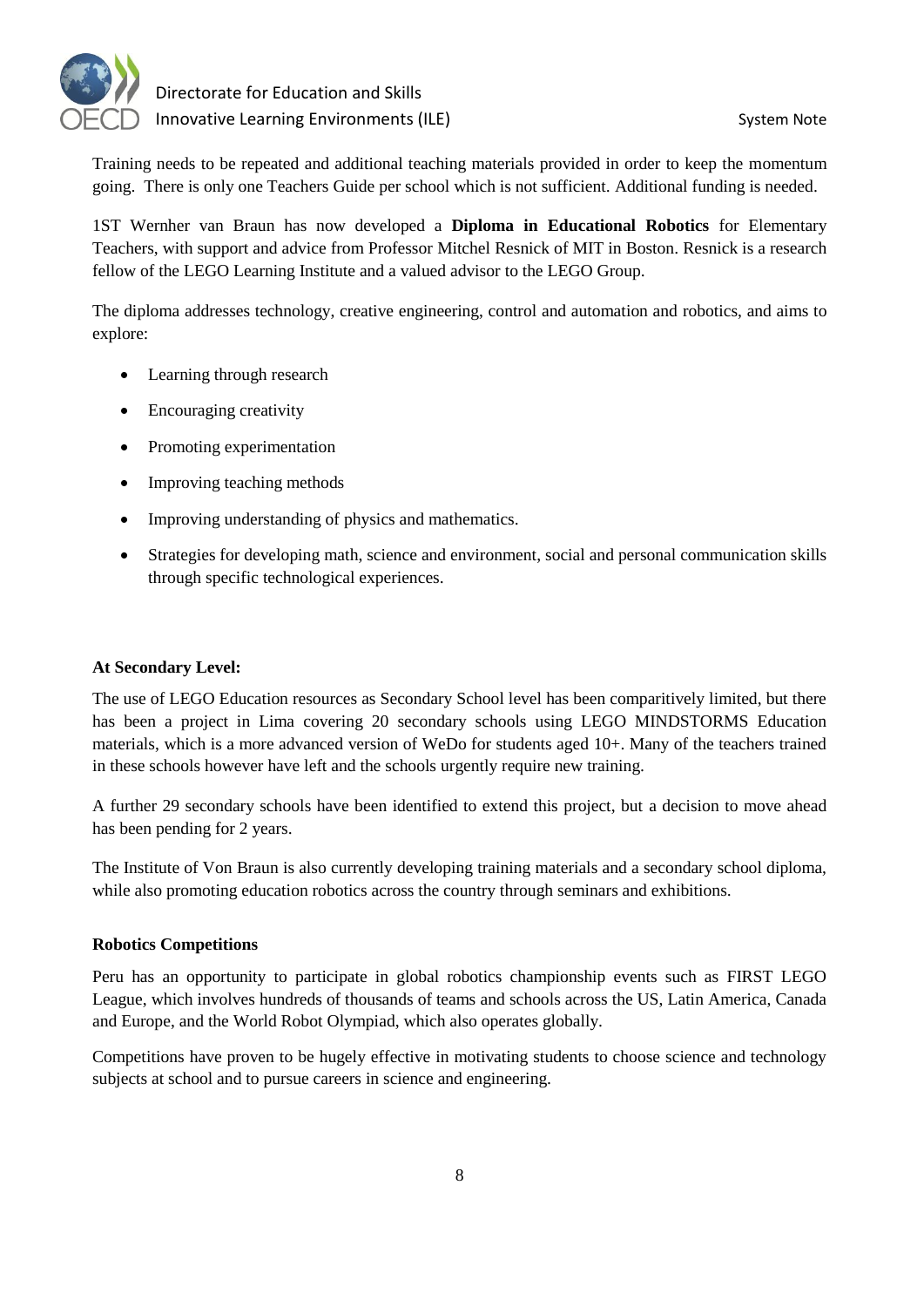Training needs to be repeated and additional teaching materials provided in order to keep the momentum going. There is only one Teachers Guide per school which is not sufficient. Additional funding is needed.

1ST Wernher van Braun has now developed a **Diploma in Educational Robotics** for Elementary Teachers, with support and advice from Professor Mitchel Resnick of MIT in Boston. Resnick is a research fellow of the LEGO Learning Institute and a valued advisor to the LEGO Group.

The diploma addresses technology, creative engineering, control and automation and robotics, and aims to explore:

- Learning through research
- Encouraging creativity
- Promoting experimentation
- Improving teaching methods
- Improving understanding of physics and mathematics.
- Strategies for developing math, science and environment, social and personal communication skills through specific technological experiences.

**At Secondary Level:**

The use of LEGO Education resources as Secondary School level has been comparitively limited, but there has been a project in Lima covering 20 secondary schools using LEGO MINDSTORMS Education materials, which is a more advanced version of WeDo for students aged 10+. Many of the teachers trained in these schools however have left and the schools urgently require new training.

A further 29 secondary schools have been identified to extend this project, but a decision to move ahead has been pending for 2 years.

The Institute of Von Braun is also currently developing training materials and a secondary school diploma, while also promoting education robotics across the country through seminars and exhibitions.

**Robotics Competitions**

Peru has an opportunity to participate in global robotics championship events such as FIRST LEGO League, which involves hundreds of thousands of teams and schools across the US, Latin America, Canada and Europe, and the World Robot Olympiad, which also operates globally.

Competitions have proven to be hugely effective in motivating students to choose science and technology subjects at school and to pursue careers in science and engineering.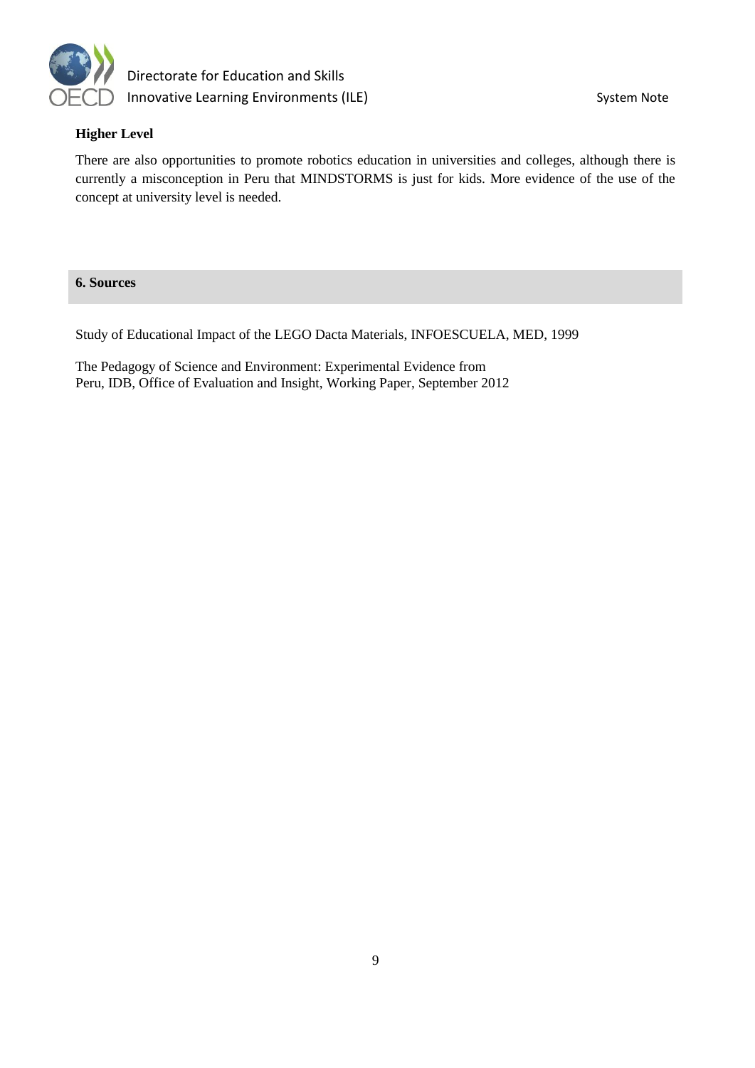### Higher Level

There are also opportunities to promote robotics education in universities and colleges, although there is currently a misconception in Peru that MINDSTORMS is just for kids. More evidence of the use of the concept at university level is needed.

## 6. Sources

Study of Educational Impact of the LEGO Dacta Materials, INFOESCUELA, MED, 1999

The Pedagogy of Science and Environment: Experimental Evidence from Peru, IDB, Office of Evaluation and Insight, Working Paper, September 2012